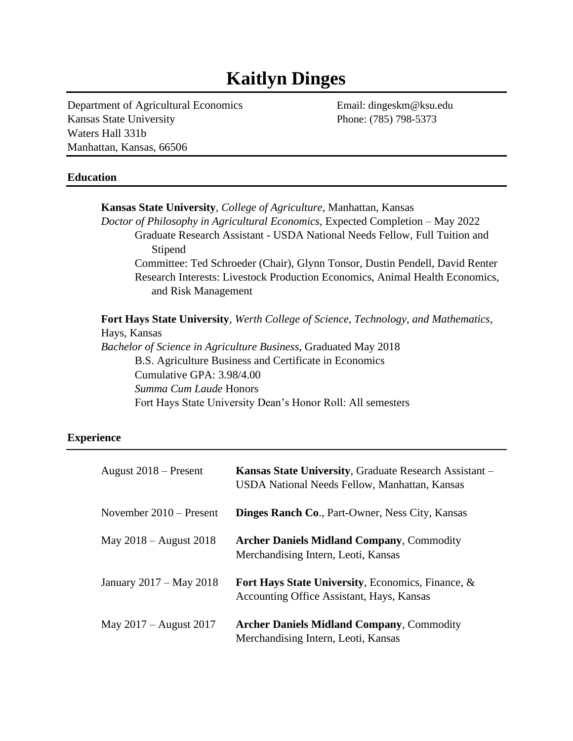# Kaitlyn Dinges

Department of Agricultural Economics
Kansas State University
Waters Hall 331b
Manhattan, Kansas, 66506

Email: dingeskm@ksu.edu
Phone: (785) 798-5373

## Education

**Kansas State University**, *College of Agriculture*, Manhattan, Kansas
*Doctor of Philosophy in Agricultural Economics*, Expected Completion – May 2022
Graduate Research Assistant - USDA National Needs Fellow, Full Tuition and Stipend
Committee: Ted Schroeder (Chair), Glynn Tonsor, Dustin Pendell, David Renter
Research Interests: Livestock Production Economics, Animal Health Economics, and Risk Management

**Fort Hays State University**, *Werth College of Science, Technology, and Mathematics*, Hays, Kansas
*Bachelor of Science in Agriculture Business*, Graduated May 2018
B.S. Agriculture Business and Certificate in Economics
Cumulative GPA: 3.98/4.00
*Summa Cum Laude* Honors
Fort Hays State University Dean's Honor Roll: All semesters

## Experience

| | |
|---|---|
| August 2018 – Present | **Kansas State University**, Graduate Research Assistant – USDA National Needs Fellow, Manhattan, Kansas |
| November 2010 – Present | **Dinges Ranch Co**., Part-Owner, Ness City, Kansas |
| May 2018 – August 2018 | **Archer Daniels Midland Company**, Commodity Merchandising Intern, Leoti, Kansas |
| January 2017 – May 2018 | **Fort Hays State University**, Economics, Finance, & Accounting Office Assistant, Hays, Kansas |
| May 2017 – August 2017 | **Archer Daniels Midland Company**, Commodity Merchandising Intern, Leoti, Kansas |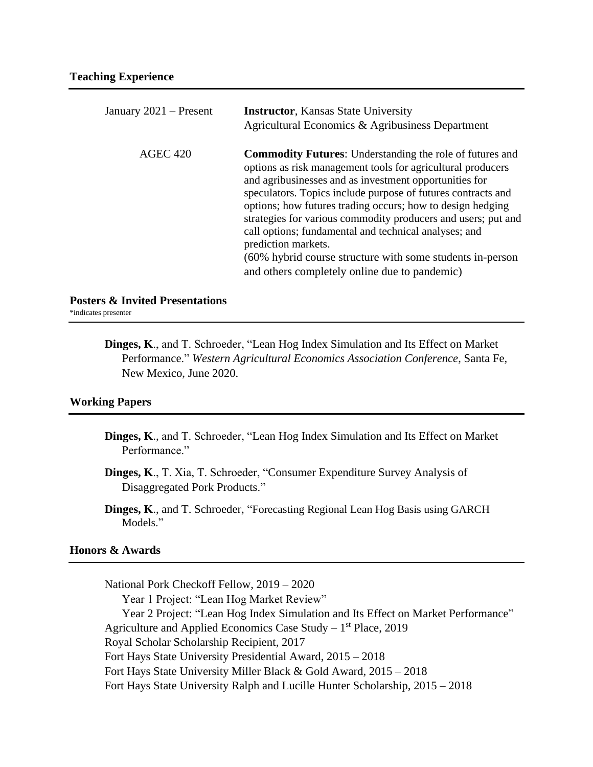## Teaching Experience

| | |
|---|---|
| January 2021 – Present | **Instructor**, Kansas State University<br>Agricultural Economics & Agribusiness Department |
| AGEC 420 | **Commodity Futures**: Understanding the role of futures and options as risk management tools for agricultural producers and agribusinesses and as investment opportunities for speculators. Topics include purpose of futures contracts and options; how futures trading occurs; how to design hedging strategies for various commodity producers and users; put and call options; fundamental and technical analyses; and prediction markets.<br>(60% hybrid course structure with some students in-person and others completely online due to pandemic) |

## Posters & Invited Presentations

*indicates presenter

**Dinges, K**., and T. Schroeder, "Lean Hog Index Simulation and Its Effect on Market Performance." *Western Agricultural Economics Association Conference*, Santa Fe, New Mexico, June 2020.

## Working Papers

**Dinges, K**., and T. Schroeder, "Lean Hog Index Simulation and Its Effect on Market Performance."

**Dinges, K**., T. Xia, T. Schroeder, "Consumer Expenditure Survey Analysis of Disaggregated Pork Products."

**Dinges, K**., and T. Schroeder, "Forecasting Regional Lean Hog Basis using GARCH Models."

## Honors & Awards

National Pork Checkoff Fellow, 2019 – 2020
- Year 1 Project: "Lean Hog Market Review"
- Year 2 Project: "Lean Hog Index Simulation and Its Effect on Market Performance"

Agriculture and Applied Economics Case Study – 1st Place, 2019
Royal Scholar Scholarship Recipient, 2017
Fort Hays State University Presidential Award, 2015 – 2018
Fort Hays State University Miller Black & Gold Award, 2015 – 2018
Fort Hays State University Ralph and Lucille Hunter Scholarship, 2015 – 2018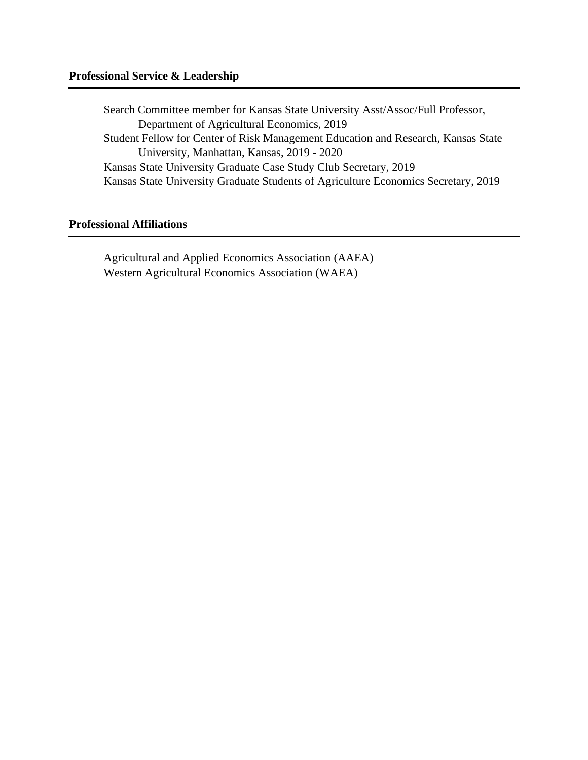## Professional Service & Leadership

Search Committee member for Kansas State University Asst/Assoc/Full Professor, Department of Agricultural Economics, 2019

Student Fellow for Center of Risk Management Education and Research, Kansas State University, Manhattan, Kansas, 2019 - 2020

Kansas State University Graduate Case Study Club Secretary, 2019

Kansas State University Graduate Students of Agriculture Economics Secretary, 2019

## Professional Affiliations

Agricultural and Applied Economics Association (AAEA)

Western Agricultural Economics Association (WAEA)